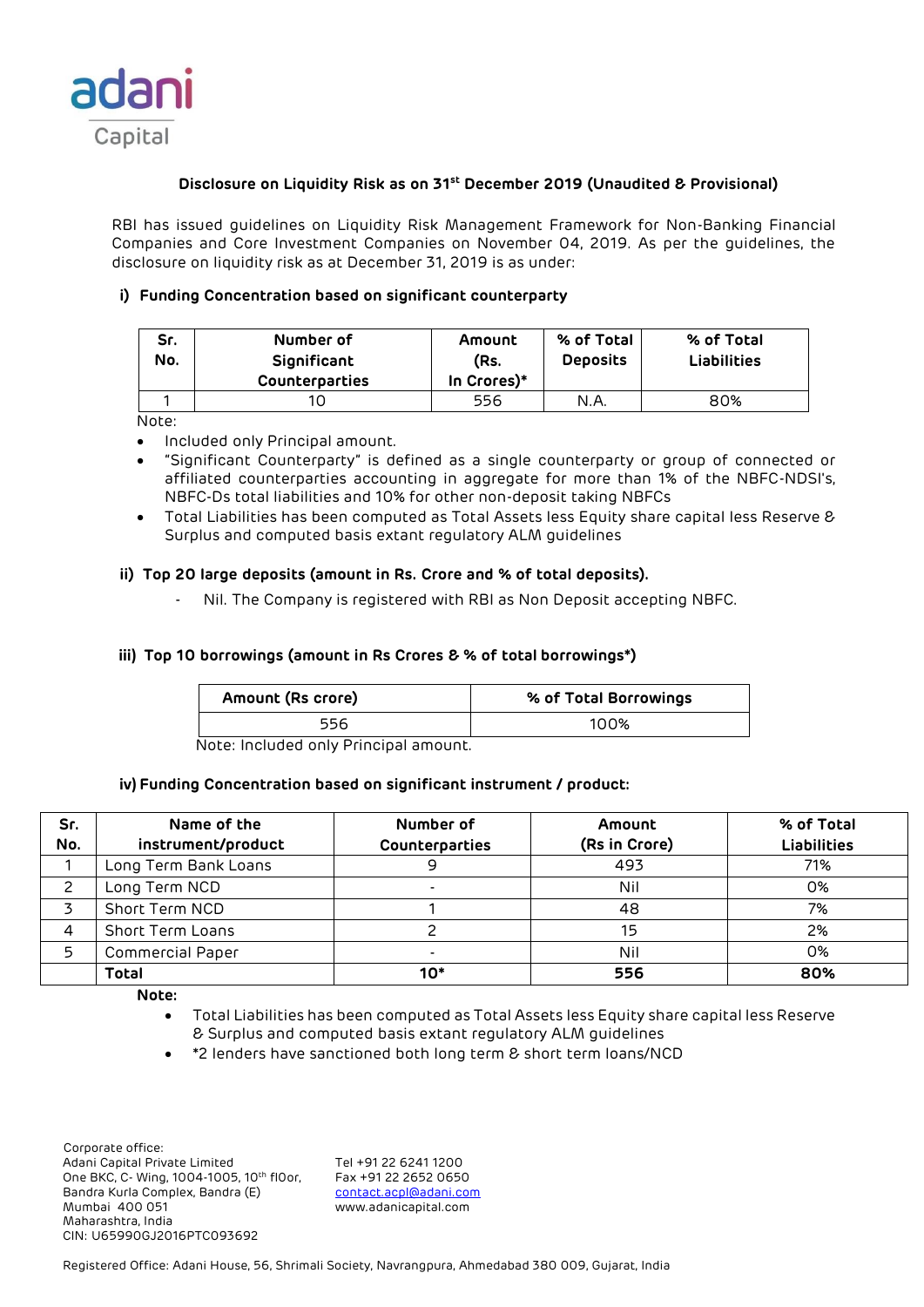adani
Capital

### Disclosure on Liquidity Risk as on 31st December 2019 (Unaudited & Provisional)

RBI has issued guidelines on Liquidity Risk Management Framework for Non-Banking Financial Companies and Core Investment Companies on November 04, 2019. As per the guidelines, the disclosure on liquidity risk as at December 31, 2019 is as under:

#### i) Funding Concentration based on significant counterparty

| Sr. No. | Number of Significant Counterparties | Amount (Rs. In Crores)* | % of Total Deposits | % of Total Liabilities |
|---|---|---|---|---|
| 1 | 10 | 556 | N.A. | 80% |

Note:

- Included only Principal amount.
- "Significant Counterparty" is defined as a single counterparty or group of connected or affiliated counterparties accounting in aggregate for more than 1% of the NBFC-NDSI's, NBFC-Ds total liabilities and 10% for other non-deposit taking NBFCs
- Total Liabilities has been computed as Total Assets less Equity share capital less Reserve & Surplus and computed basis extant regulatory ALM guidelines

#### ii) Top 20 large deposits (amount in Rs. Crore and % of total deposits).

- Nil. The Company is registered with RBI as Non Deposit accepting NBFC.

#### iii) Top 10 borrowings (amount in Rs Crores & % of total borrowings*)

| Amount (Rs crore) | % of Total Borrowings |
|---|---|
| 556 | 100% |

Note: Included only Principal amount.

#### iv) Funding Concentration based on significant instrument / product:

| Sr. No. | Name of the instrument/product | Number of Counterparties | Amount (Rs in Crore) | % of Total Liabilities |
|---|---|---|---|---|
| 1 | Long Term Bank Loans | 9 | 493 | 71% |
| 2 | Long Term NCD | - | Nil | 0% |
| 3 | Short Term NCD | 1 | 48 | 7% |
| 4 | Short Term Loans | 2 | 15 | 2% |
| 5 | Commercial Paper | - | Nil | 0% |
| | **Total** | **10*** | **556** | **80%** |

**Note:**

- Total Liabilities has been computed as Total Assets less Equity share capital less Reserve & Surplus and computed basis extant regulatory ALM guidelines
- *2 lenders have sanctioned both long term & short term loans/NCD

Corporate office:
Adani Capital Private Limited
One BKC, C- Wing, 1004-1005, 10th floor,
Bandra Kurla Complex, Bandra (E)
Mumbai 400 051
Maharashtra, India
CIN: U65990GJ2016PTC093692

Tel +91 22 6241 1200
Fax +91 22 2652 0650
contact.acpl@adani.com
www.adanicapital.com

Registered Office: Adani House, 56, Shrimali Society, Navrangpura, Ahmedabad 380 009, Gujarat, India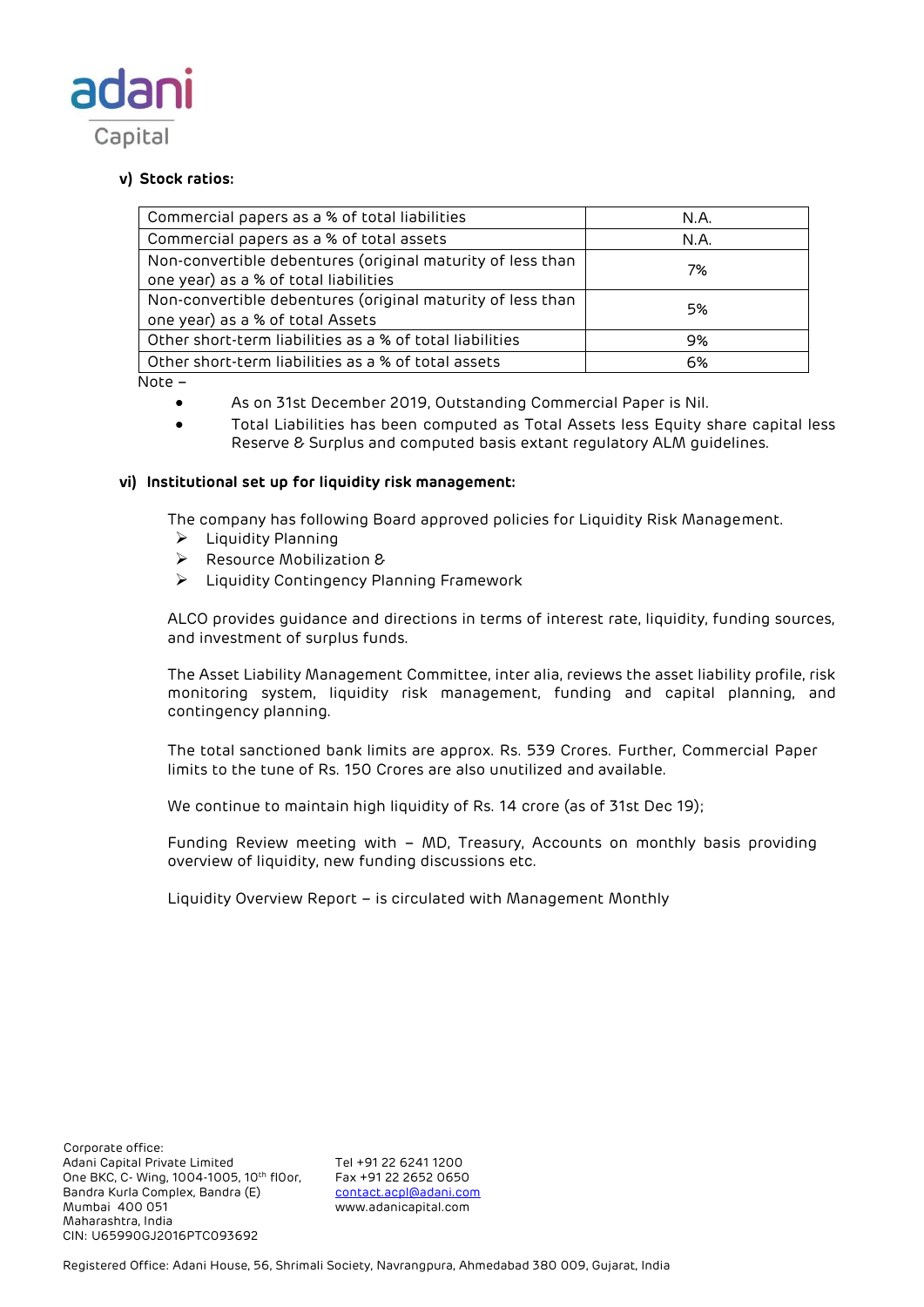**v) Stock ratios:**

| | |
|---|---|
| Commercial papers as a % of total liabilities | N.A. |
| Commercial papers as a % of total assets | N.A. |
| Non-convertible debentures (original maturity of less than one year) as a % of total liabilities | 7% |
| Non-convertible debentures (original maturity of less than one year) as a % of total Assets | 5% |
| Other short-term liabilities as a % of total liabilities | 9% |
| Other short-term liabilities as a % of total assets | 6% |

Note –

- As on 31st December 2019, Outstanding Commercial Paper is Nil.
- Total Liabilities has been computed as Total Assets less Equity share capital less Reserve & Surplus and computed basis extant regulatory ALM guidelines.

**vi) Institutional set up for liquidity risk management:**

The company has following Board approved policies for Liquidity Risk Management.

- Liquidity Planning
- Resource Mobilization &
- Liquidity Contingency Planning Framework

ALCO provides guidance and directions in terms of interest rate, liquidity, funding sources, and investment of surplus funds.

The Asset Liability Management Committee, inter alia, reviews the asset liability profile, risk monitoring system, liquidity risk management, funding and capital planning, and contingency planning.

The total sanctioned bank limits are approx. Rs. 539 Crores. Further, Commercial Paper limits to the tune of Rs. 150 Crores are also unutilized and available.

We continue to maintain high liquidity of Rs. 14 crore (as of 31st Dec 19);

Funding Review meeting with – MD, Treasury, Accounts on monthly basis providing overview of liquidity, new funding discussions etc.

Liquidity Overview Report – is circulated with Management Monthly

Corporate office:
Adani Capital Private Limited
One BKC, C- Wing, 1004-1005, 10th floor,
Bandra Kurla Complex, Bandra (E)
Mumbai 400 051
Maharashtra, India
CIN: U65990GJ2016PTC093692

Tel +91 22 6241 1200
Fax +91 22 2652 0650
contact.acpl@adani.com
www.adanicapital.com

Registered Office: Adani House, 56, Shrimali Society, Navrangpura, Ahmedabad 380 009, Gujarat, India